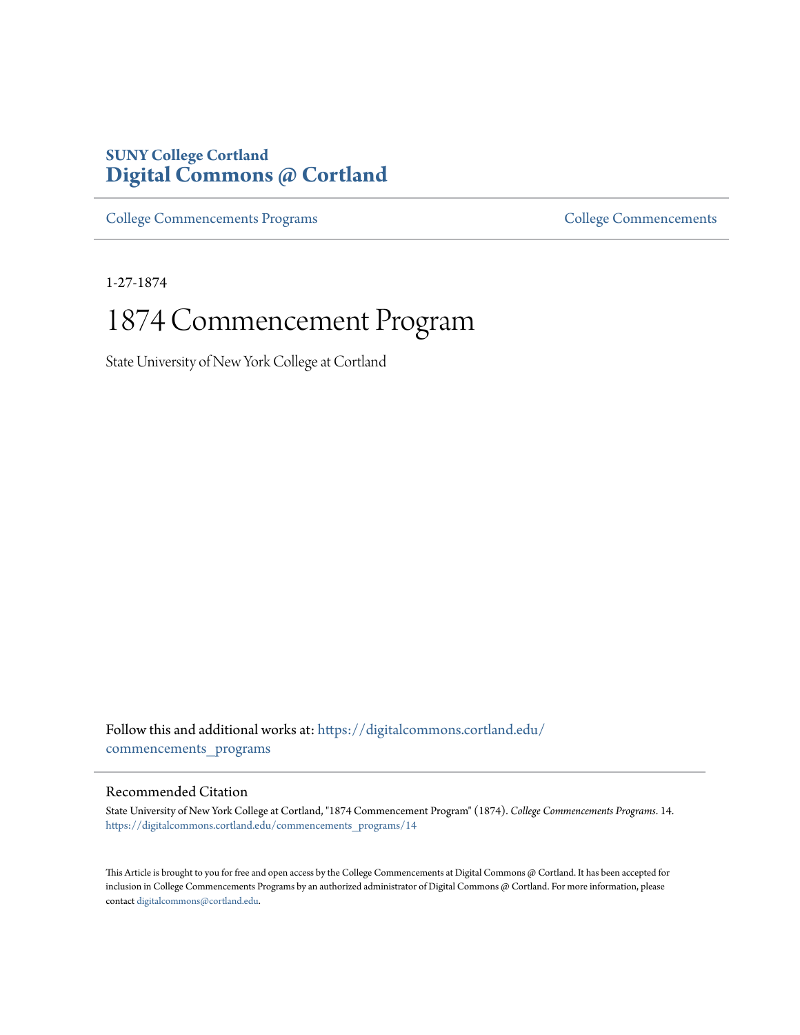**SUNY College Cortland**
**Digital Commons @ Cortland**

College Commencements Programs | College Commencements

1-27-1874

# 1874 Commencement Program

State University of New York College at Cortland

Follow this and additional works at: https://digitalcommons.cortland.edu/commencements_programs

## Recommended Citation

State University of New York College at Cortland, "1874 Commencement Program" (1874). *College Commencements Programs*. 14.
https://digitalcommons.cortland.edu/commencements_programs/14

This Article is brought to you for free and open access by the College Commencements at Digital Commons @ Cortland. It has been accepted for inclusion in College Commencements Programs by an authorized administrator of Digital Commons @ Cortland. For more information, please contact digitalcommons@cortland.edu.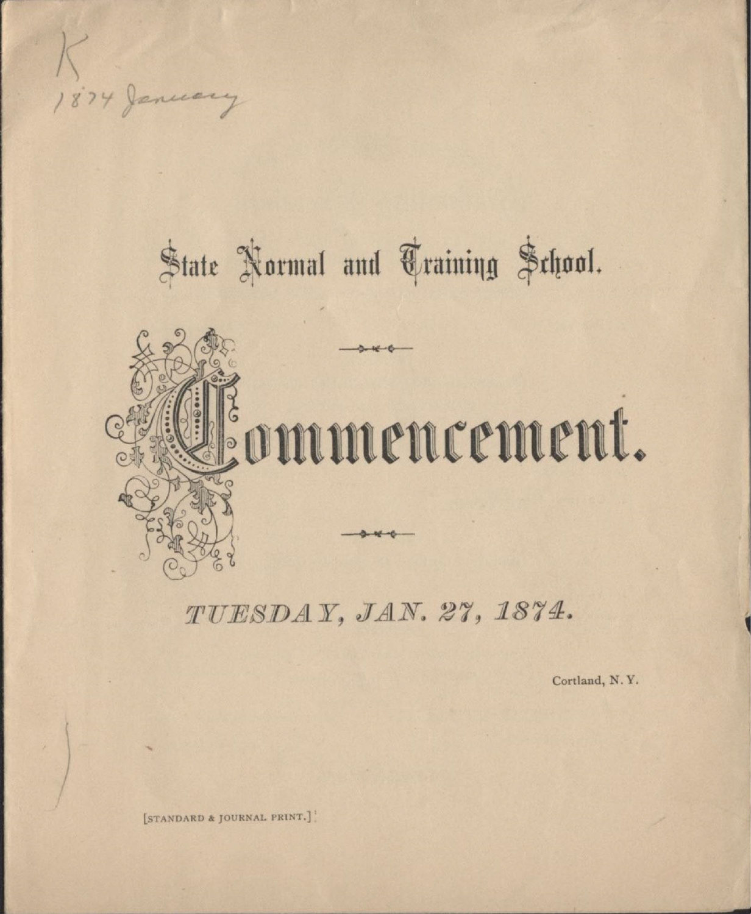K
1874 January

# State Normal and Training School.

# Commencement.

*TUESDAY, JAN. 27, 1874.*

Cortland, N. Y.

[STANDARD & JOURNAL PRINT.]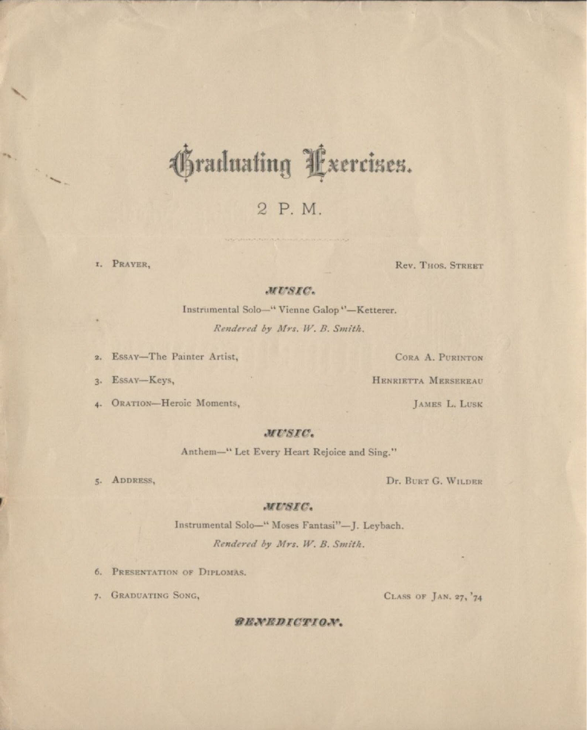# Graduating Exercises.

## 2 P. M.

1. PRAYER, Rev. THOS. STREET

**MUSIC.**

Instrumental Solo—" Vienne Galop "—Ketterer.

*Rendered by Mrs. W. B. Smith.*

2. ESSAY—The Painter Artist, CORA A. PURINTON
3. ESSAY—Keys, HENRIETTA MERSEREAU
4. ORATION—Heroic Moments, JAMES L. LUSK

**MUSIC.**

Anthem—" Let Every Heart Rejoice and Sing."

5. ADDRESS, Dr. BURT G. WILDER

**MUSIC.**

Instrumental Solo—" Moses Fantasi"—J. Leybach.

*Rendered by Mrs. W. B. Smith.*

6. PRESENTATION OF DIPLOMAS.
7. GRADUATING SONG, CLASS OF JAN. 27, '74

**BENEDICTION.**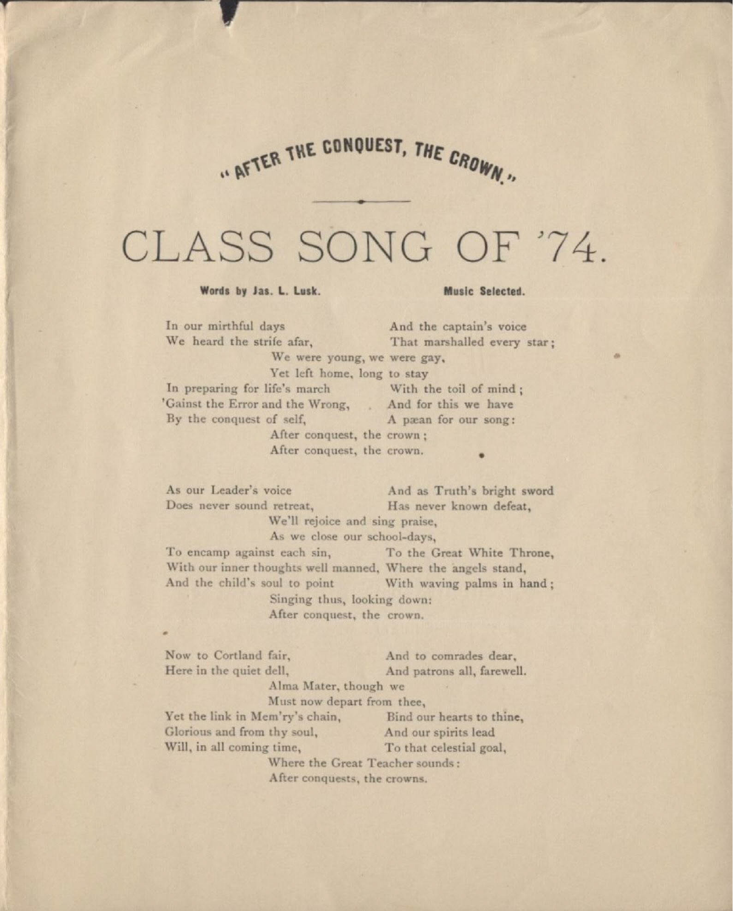## "AFTER THE CONQUEST, THE CROWN."

# CLASS SONG OF '74.

**Words by Jas. L. Lusk.** **Music Selected.**

In our mirthful days
We heard the strife afar,
And the captain's voice
That marshalled every star;
We were young, we were gay,
Yet left home, long to stay
In preparing for life's march
'Gainst the Error and the Wrong,
By the conquest of self,
With the toil of mind;
And for this we have
A pæan for our song:
After conquest, the crown;
After conquest, the crown.

As our Leader's voice
Does never sound retreat,
And as Truth's bright sword
Has never known defeat,
We'll rejoice and sing praise,
As we close our school-days,
To encamp against each sin,
With our inner thoughts well manned,
And the child's soul to point
To the Great White Throne,
Where the angels stand,
With waving palms in hand;
Singing thus, looking down:
After conquest, the crown.

Now to Cortland fair,
Here in the quiet dell,
And to comrades dear,
And patrons all, farewell.
Alma Mater, though we
Must now depart from thee,
Yet the link in Mem'ry's chain,
Glorious and from thy soul,
Will, in all coming time,
Bind our hearts to thine,
And our spirits lead
To that celestial goal,
Where the Great Teacher sounds:
After conquests, the crowns.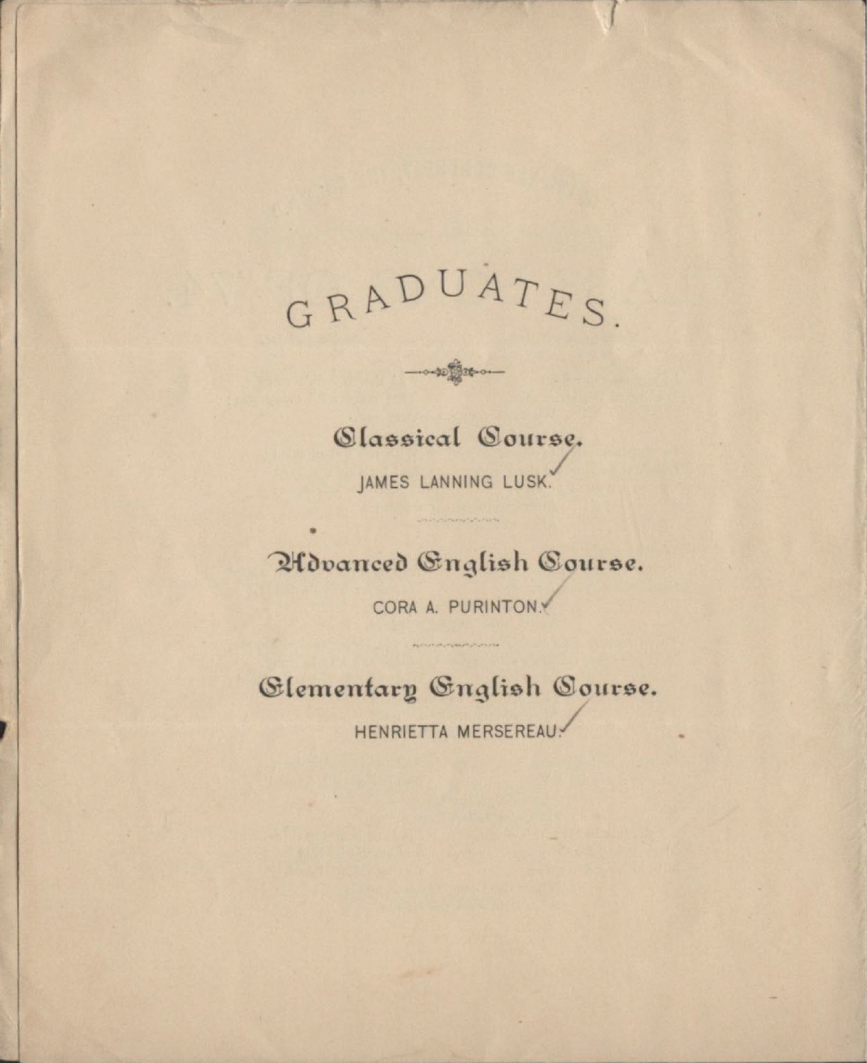# GRADUATES.

## Classical Course.

JAMES LANNING LUSK.

## Advanced English Course.

CORA A. PURINTON.

## Elementary English Course.

HENRIETTA MERSEREAU.